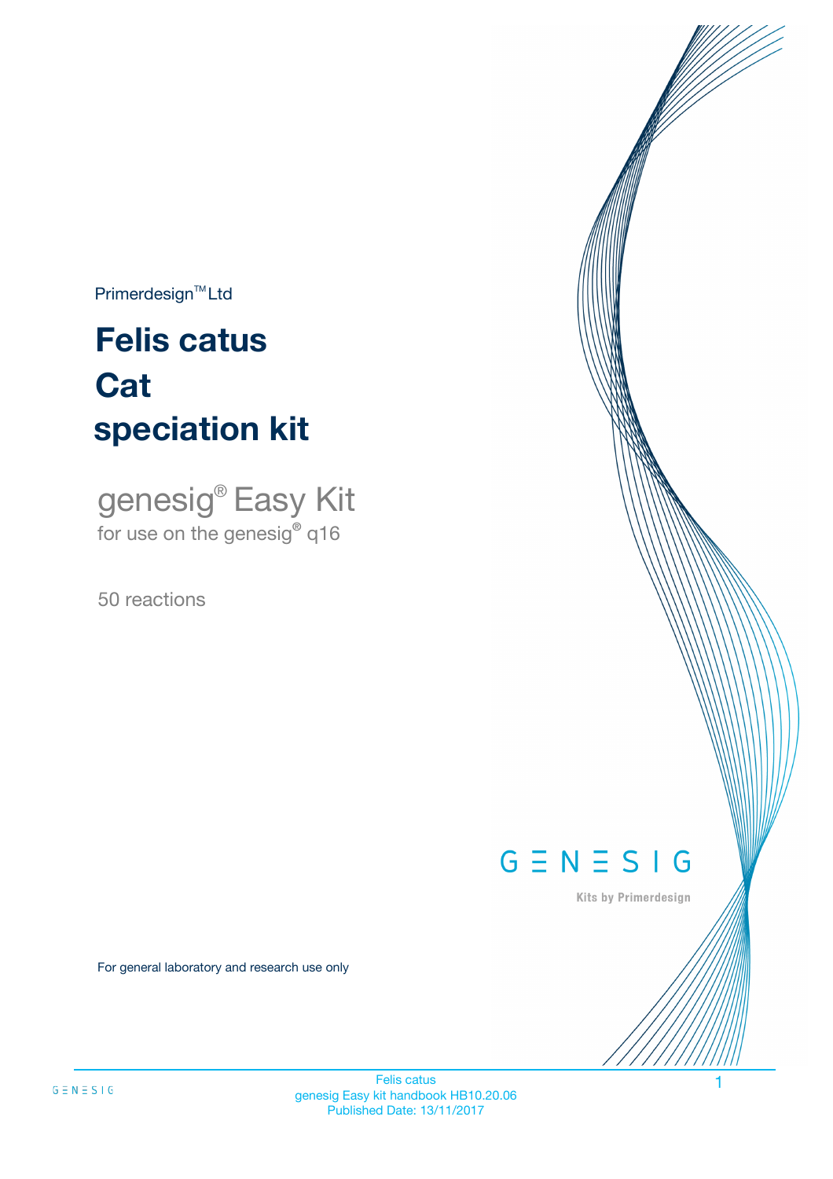Primerdesign™ Ltd

# Felis catus
# Cat
# speciation kit

genesig® Easy Kit
for use on the genesig® q16

50 reactions

GENESIG

Kits by Primerdesign

For general laboratory and research use only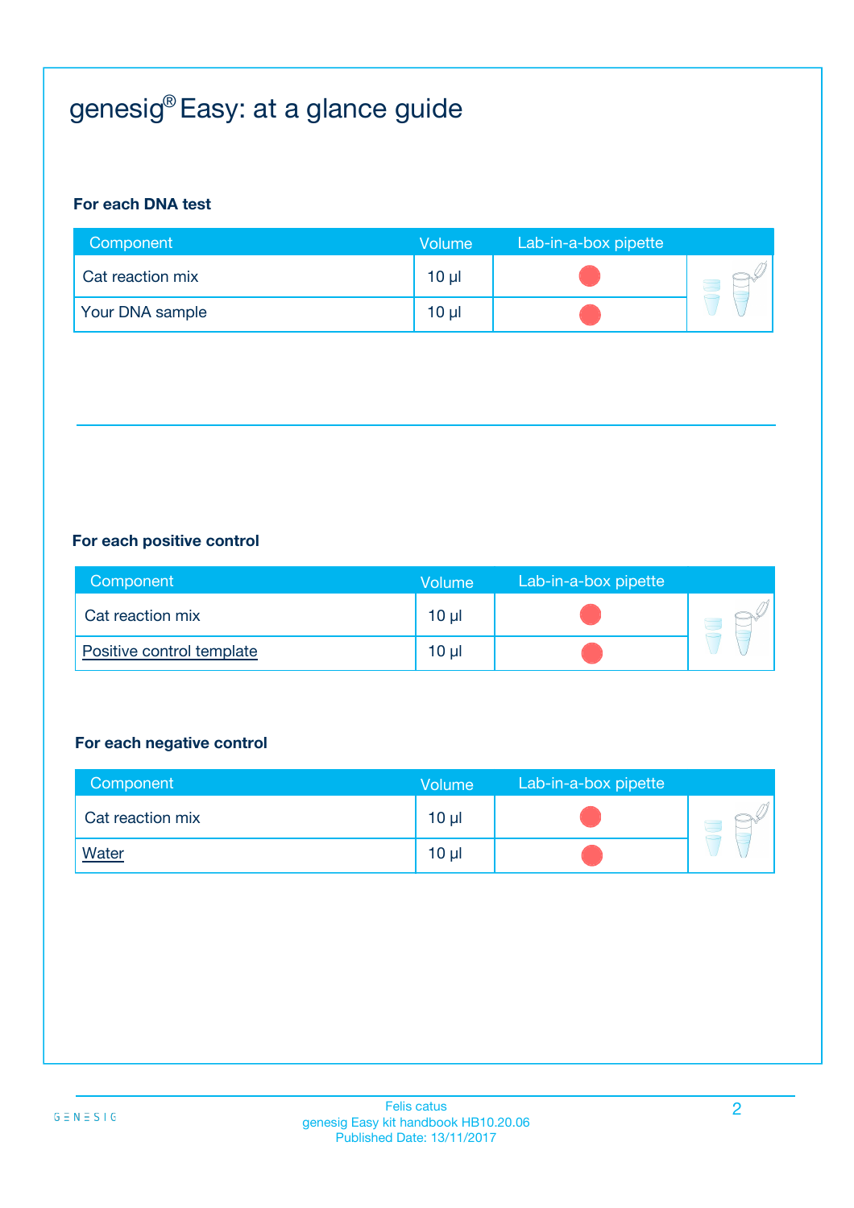# genesig® Easy: at a glance guide

### For each DNA test

| Component | Volume | Lab-in-a-box pipette |
|---|---|---|
| Cat reaction mix | 10 µl | |
| Your DNA sample | 10 µl | |

### For each positive control

| Component | Volume | Lab-in-a-box pipette |
|---|---|---|
| Positive control template | 10 µl | |
| Cat reaction mix | 10 µl | |

### For each negative control

| Component | Volume | Lab-in-a-box pipette |
|---|---|---|
| Cat reaction mix | 10 µl | |
| Water | 10 µl | |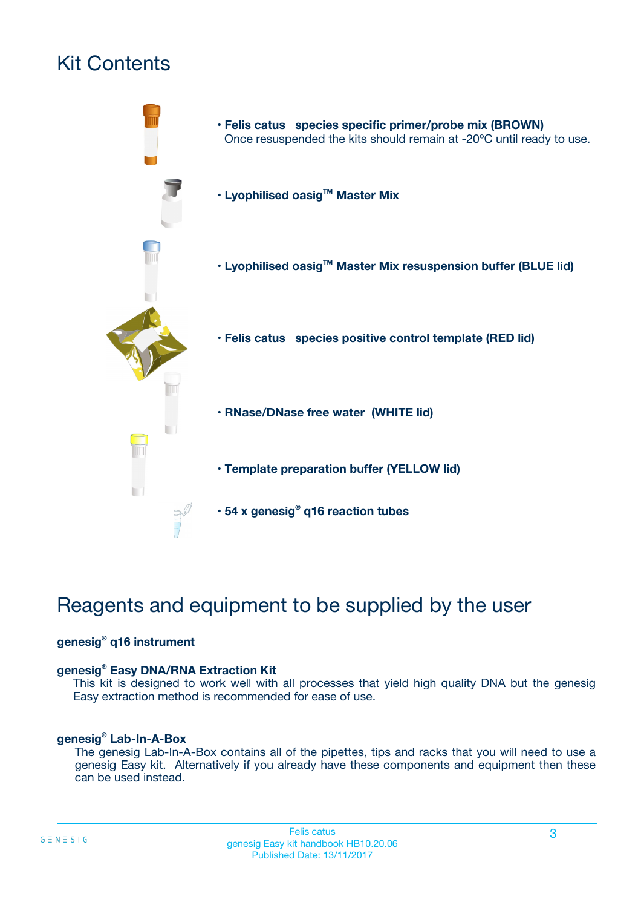# Kit Contents

- **Felis catus species specific primer/probe mix (BROWN)**
  Once resuspended the kits should remain at -20ºC until ready to use.
- **Lyophilised oasig™ Master Mix**
- **Lyophilised oasig™ Master Mix resuspension buffer (BLUE lid)**
- **Felis catus species positive control template (RED lid)**
- **RNase/DNase free water (WHITE lid)**
- **Template preparation buffer (YELLOW lid)**
- **54 x genesig® q16 reaction tubes**

# Reagents and equipment to be supplied by the user

**genesig® q16 instrument**

**genesig® Easy DNA/RNA Extraction Kit**
This kit is designed to work well with all processes that yield high quality DNA but the genesig Easy extraction method is recommended for ease of use.

**genesig® Lab-In-A-Box**
The genesig Lab-In-A-Box contains all of the pipettes, tips and racks that you will need to use a genesig Easy kit. Alternatively if you already have these components and equipment then these can be used instead.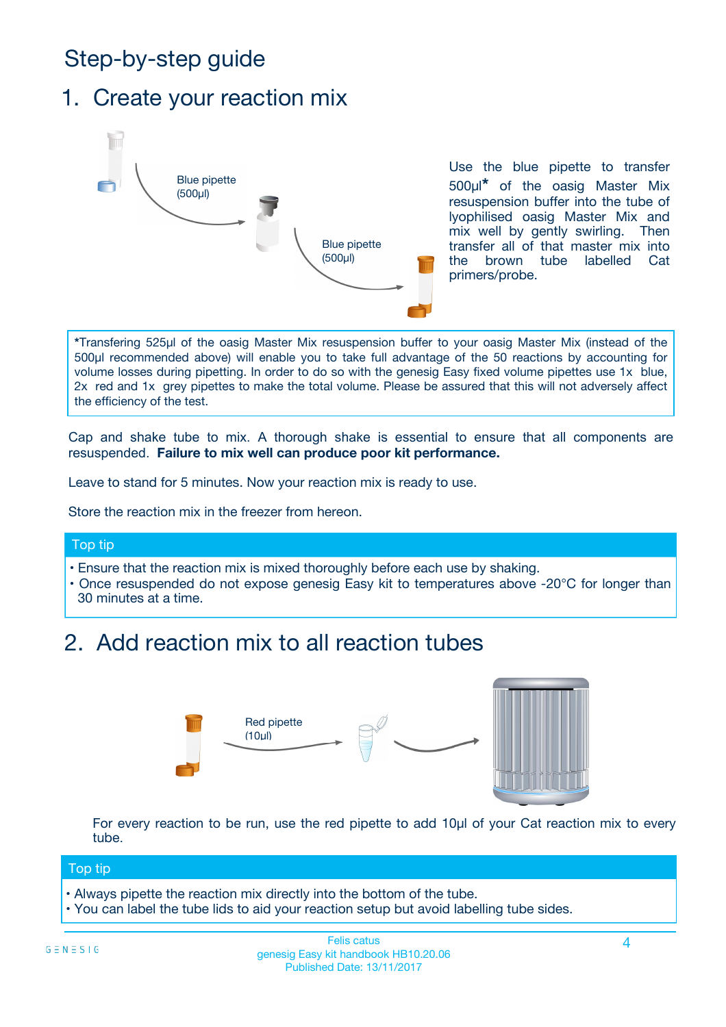# Step-by-step guide

## 1. Create your reaction mix

Blue pipette (500µl)

Blue pipette (500µl)

Use the blue pipette to transfer 500µl* of the oasig Master Mix resuspension buffer into the tube of lyophilised oasig Master Mix and mix well by gently swirling. Then transfer all of that master mix into the brown tube labelled Cat primers/probe.

*Transfering 525µl of the oasig Master Mix resuspension buffer to your oasig Master Mix (instead of the 500µl recommended above) will enable you to take full advantage of the 50 reactions by accounting for volume losses during pipetting. In order to do so with the genesig Easy fixed volume pipettes use 1x blue, 2x red and 1x grey pipettes to make the total volume. Please be assured that this will not adversely affect the efficiency of the test.

Cap and shake tube to mix. A thorough shake is essential to ensure that all components are resuspended. **Failure to mix well can produce poor kit performance.**

Leave to stand for 5 minutes. Now your reaction mix is ready to use.

Store the reaction mix in the freezer from hereon.

**Top tip**

- Ensure that the reaction mix is mixed thoroughly before each use by shaking.
- Once resuspended do not expose genesig Easy kit to temperatures above -20°C for longer than 30 minutes at a time.

## 2. Add reaction mix to all reaction tubes

Red pipette (10µl)

For every reaction to be run, use the red pipette to add 10µl of your Cat reaction mix to every tube.

**Top tip**

- Always pipette the reaction mix directly into the bottom of the tube.
- You can label the tube lids to aid your reaction setup but avoid labelling tube sides.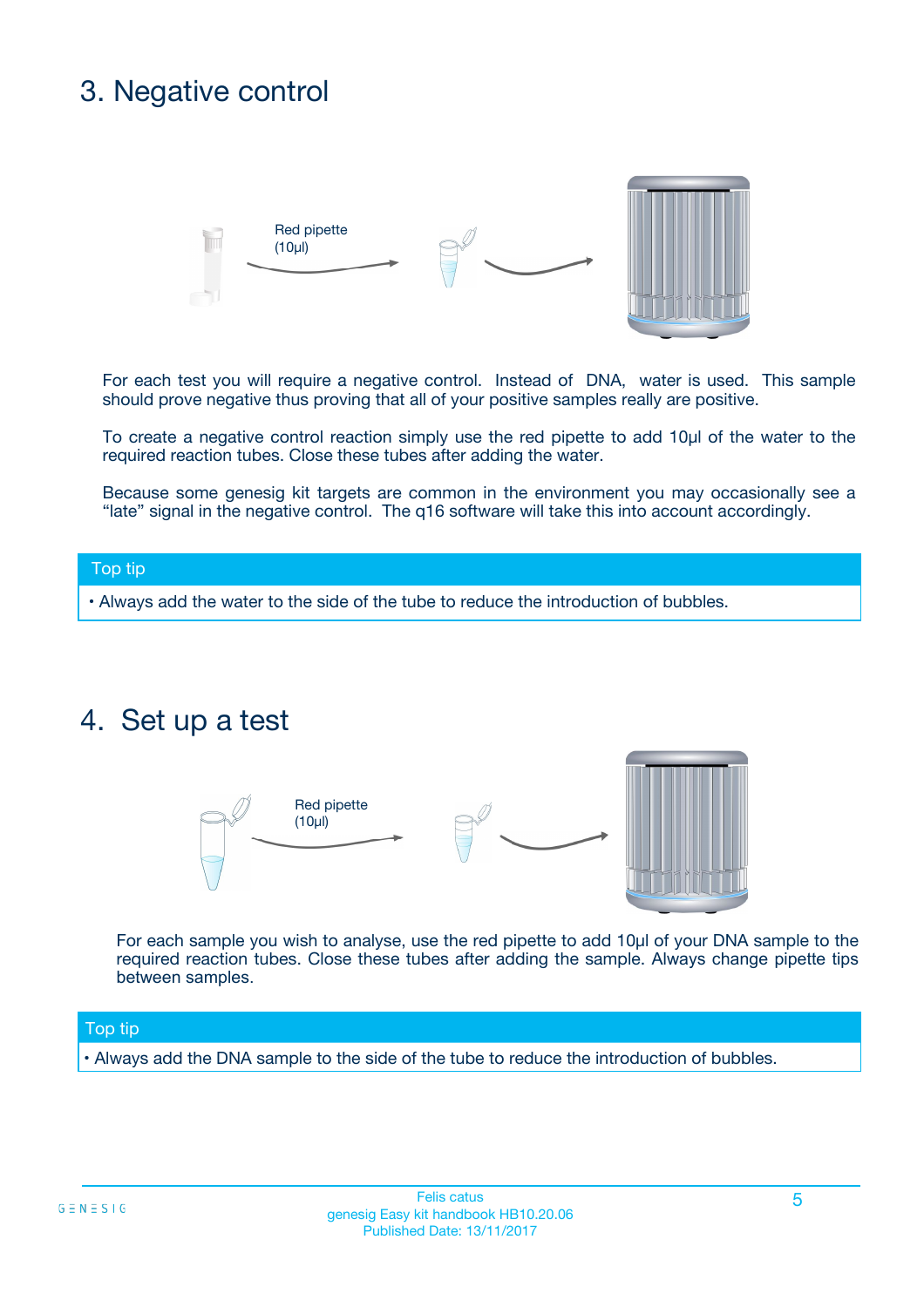## 3. Negative control

Red pipette (10µl)

For each test you will require a negative control. Instead of DNA, water is used. This sample should prove negative thus proving that all of your positive samples really are positive.

To create a negative control reaction simply use the red pipette to add 10µl of the water to the required reaction tubes. Close these tubes after adding the water.

Because some genesig kit targets are common in the environment you may occasionally see a "late" signal in the negative control. The q16 software will take this into account accordingly.

**Top tip**

- Always add the water to the side of the tube to reduce the introduction of bubbles.

## 4. Set up a test

Red pipette (10µl)

For each sample you wish to analyse, use the red pipette to add 10µl of your DNA sample to the required reaction tubes. Close these tubes after adding the sample. Always change pipette tips between samples.

**Top tip**

- Always add the DNA sample to the side of the tube to reduce the introduction of bubbles.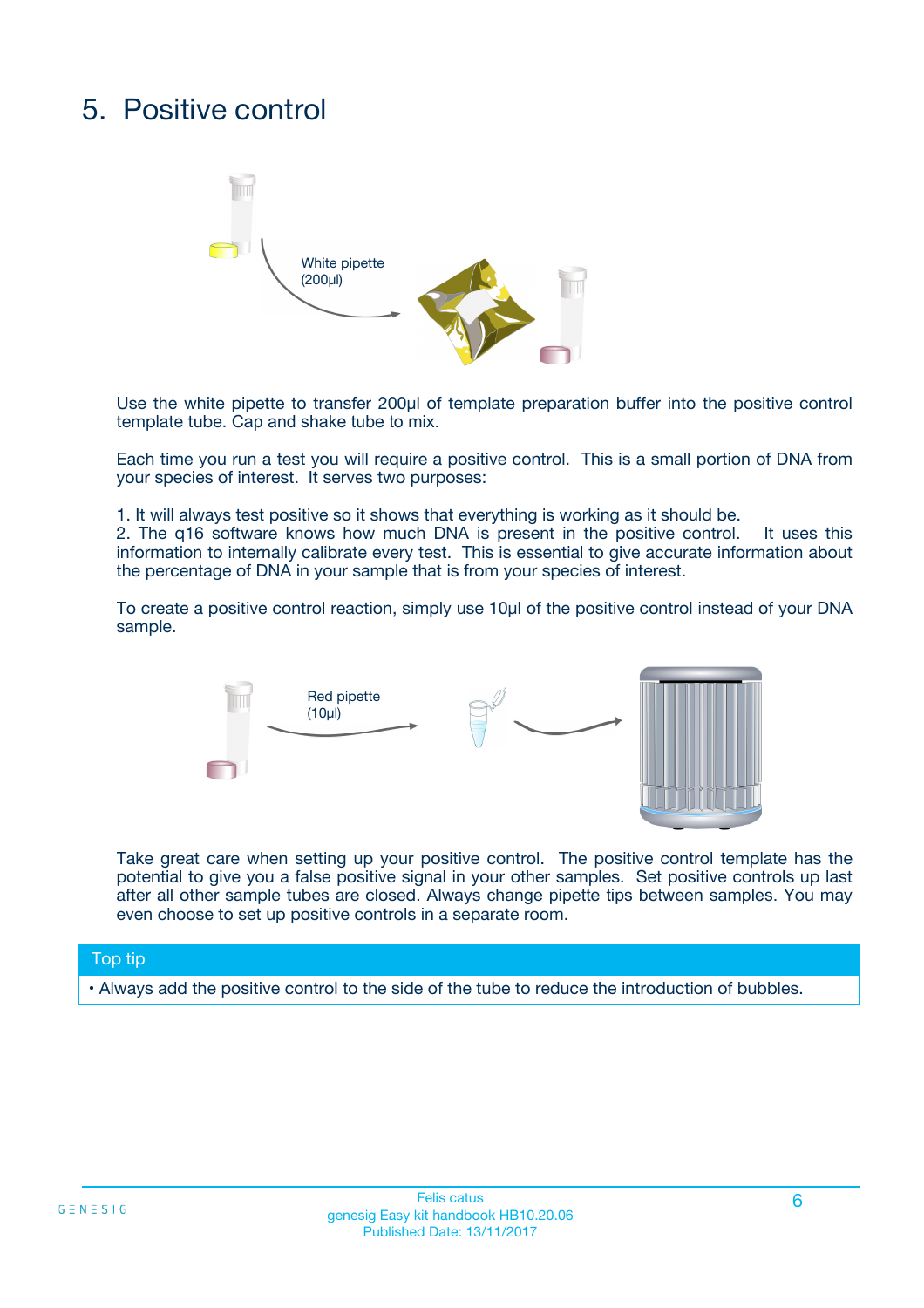# 5. Positive control

White pipette (200µl)

Use the white pipette to transfer 200µl of template preparation buffer into the positive control template tube. Cap and shake tube to mix.

Each time you run a test you will require a positive control. This is a small portion of DNA from your species of interest. It serves two purposes:

1. It will always test positive so it shows that everything is working as it should be.
2. The q16 software knows how much DNA is present in the positive control. It uses this information to internally calibrate every test. This is essential to give accurate information about the percentage of DNA in your sample that is from your species of interest.

To create a positive control reaction, simply use 10µl of the positive control instead of your DNA sample.

Red pipette (10µl)

Take great care when setting up your positive control. The positive control template has the potential to give you a false positive signal in your other samples. Set positive controls up last after all other sample tubes are closed. Always change pipette tips between samples. You may even choose to set up positive controls in a separate room.

**Top tip**

- Always add the positive control to the side of the tube to reduce the introduction of bubbles.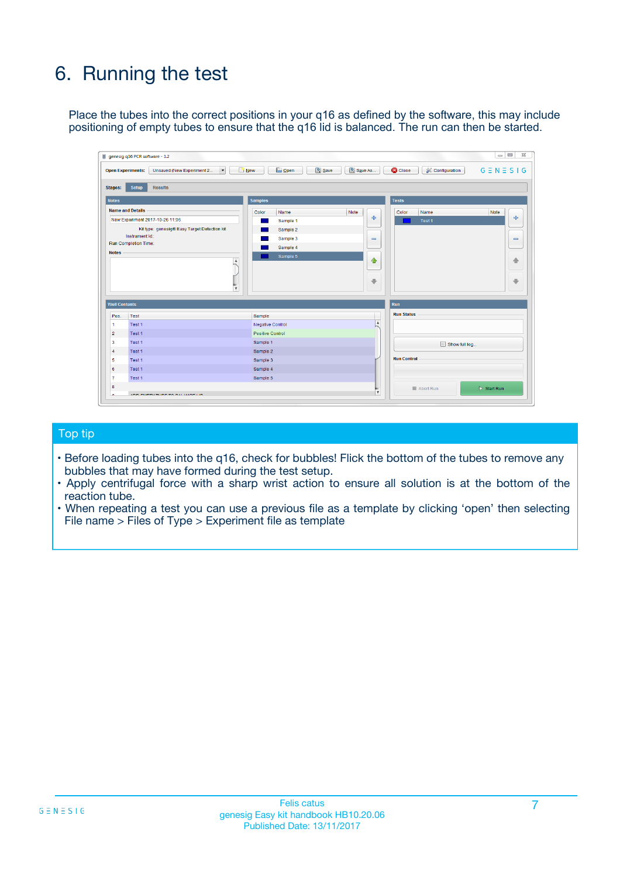# 6. Running the test

Place the tubes into the correct positions in your q16 as defined by the software, this may include positioning of empty tubes to ensure that the q16 lid is balanced. The run can then be started.

## Top tip

- Before loading tubes into the q16, check for bubbles! Flick the bottom of the tubes to remove any bubbles that may have formed during the test setup.
- Apply centrifugal force with a sharp wrist action to ensure all solution is at the bottom of the reaction tube.
- When repeating a test you can use a previous file as a template by clicking 'open' then selecting File name > Files of Type > Experiment file as template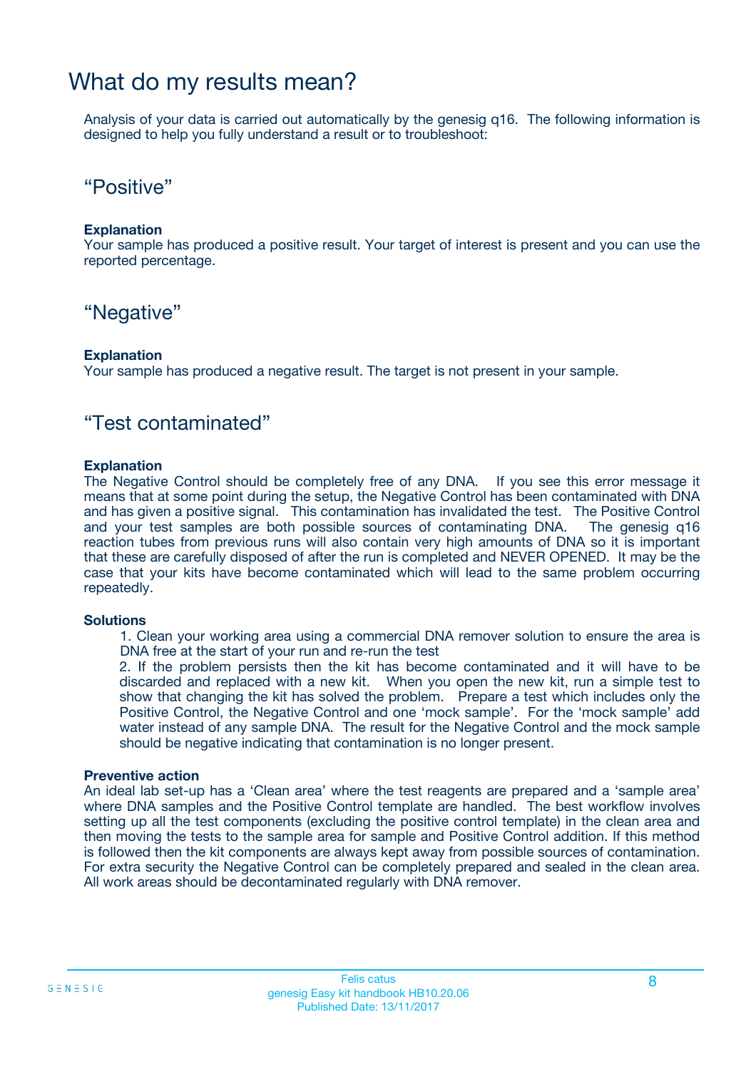# What do my results mean?

Analysis of your data is carried out automatically by the genesig q16. The following information is designed to help you fully understand a result or to troubleshoot:

## “Positive”

**Explanation**

Your sample has produced a positive result. Your target of interest is present and you can use the reported percentage.

## “Negative”

**Explanation**

Your sample has produced a negative result. The target is not present in your sample.

## “Test contaminated”

**Explanation**

The Negative Control should be completely free of any DNA. If you see this error message it means that at some point during the setup, the Negative Control has been contaminated with DNA and has given a positive signal. This contamination has invalidated the test. The Positive Control and your test samples are both possible sources of contaminating DNA. The genesig q16 reaction tubes from previous runs will also contain very high amounts of DNA so it is important that these are carefully disposed of after the run is completed and NEVER OPENED. It may be the case that your kits have become contaminated which will lead to the same problem occurring repeatedly.

**Solutions**

1. Clean your working area using a commercial DNA remover solution to ensure the area is DNA free at the start of your run and re-run the test
2. If the problem persists then the kit has become contaminated and it will have to be discarded and replaced with a new kit. When you open the new kit, run a simple test to show that changing the kit has solved the problem. Prepare a test which includes only the Positive Control, the Negative Control and one ‘mock sample’. For the ‘mock sample’ add water instead of any sample DNA. The result for the Negative Control and the mock sample should be negative indicating that contamination is no longer present.

**Preventive action**

An ideal lab set-up has a ‘Clean area’ where the test reagents are prepared and a ‘sample area’ where DNA samples and the Positive Control template are handled. The best workflow involves setting up all the test components (excluding the positive control template) in the clean area and then moving the tests to the sample area for sample and Positive Control addition. If this method is followed then the kit components are always kept away from possible sources of contamination. For extra security the Negative Control can be completely prepared and sealed in the clean area. All work areas should be decontaminated regularly with DNA remover.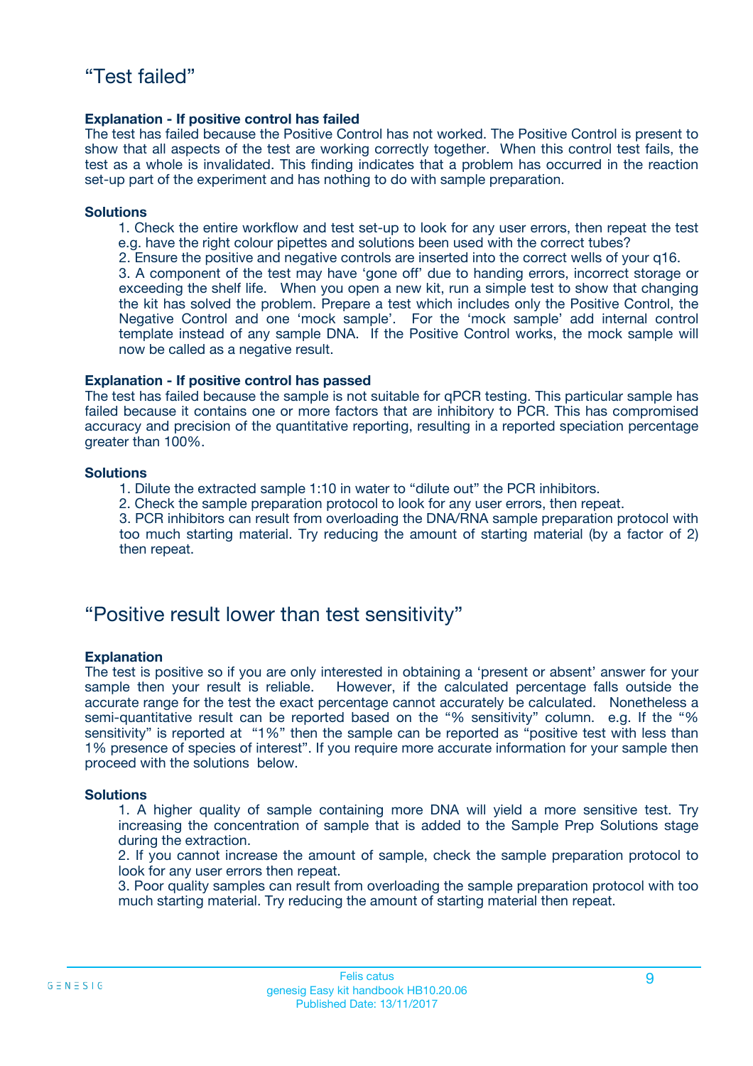## “Test failed”

**Explanation - If positive control has failed**

The test has failed because the Positive Control has not worked. The Positive Control is present to show that all aspects of the test are working correctly together. When this control test fails, the test as a whole is invalidated. This finding indicates that a problem has occurred in the reaction set-up part of the experiment and has nothing to do with sample preparation.

**Solutions**

1. Check the entire workflow and test set-up to look for any user errors, then repeat the test e.g. have the right colour pipettes and solutions been used with the correct tubes?
2. Ensure the positive and negative controls are inserted into the correct wells of your q16.
3. A component of the test may have ‘gone off’ due to handing errors, incorrect storage or exceeding the shelf life. When you open a new kit, run a simple test to show that changing the kit has solved the problem. Prepare a test which includes only the Positive Control, the Negative Control and one ‘mock sample’. For the ‘mock sample’ add internal control template instead of any sample DNA. If the Positive Control works, the mock sample will now be called as a negative result.

**Explanation - If positive control has passed**

The test has failed because the sample is not suitable for qPCR testing. This particular sample has failed because it contains one or more factors that are inhibitory to PCR. This has compromised accuracy and precision of the quantitative reporting, resulting in a reported speciation percentage greater than 100%.

**Solutions**

1. Dilute the extracted sample 1:10 in water to “dilute out” the PCR inhibitors.
2. Check the sample preparation protocol to look for any user errors, then repeat.
3. PCR inhibitors can result from overloading the DNA/RNA sample preparation protocol with too much starting material. Try reducing the amount of starting material (by a factor of 2) then repeat.

## “Positive result lower than test sensitivity”

**Explanation**

The test is positive so if you are only interested in obtaining a ‘present or absent’ answer for your sample then your result is reliable. However, if the calculated percentage falls outside the accurate range for the test the exact percentage cannot accurately be calculated. Nonetheless a semi-quantitative result can be reported based on the “% sensitivity” column. e.g. If the “% sensitivity” is reported at “1%” then the sample can be reported as “positive test with less than 1% presence of species of interest”. If you require more accurate information for your sample then proceed with the solutions below.

**Solutions**

1. A higher quality of sample containing more DNA will yield a more sensitive test. Try increasing the concentration of sample that is added to the Sample Prep Solutions stage during the extraction.
2. If you cannot increase the amount of sample, check the sample preparation protocol to look for any user errors then repeat.
3. Poor quality samples can result from overloading the sample preparation protocol with too much starting material. Try reducing the amount of starting material then repeat.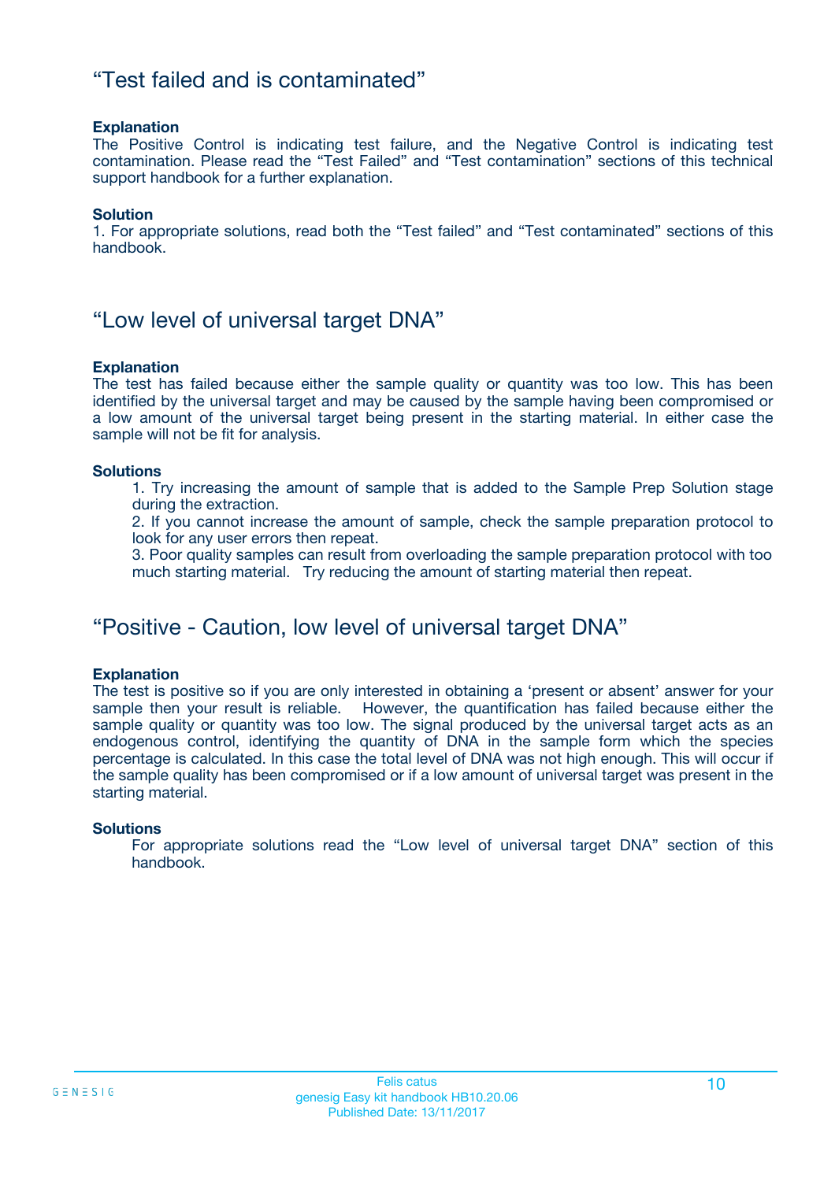## “Test failed and is contaminated”

**Explanation**
The Positive Control is indicating test failure, and the Negative Control is indicating test contamination. Please read the “Test Failed” and “Test contamination” sections of this technical support handbook for a further explanation.

**Solution**
1. For appropriate solutions, read both the “Test failed” and “Test contaminated” sections of this handbook.

## “Low level of universal target DNA”

**Explanation**
The test has failed because either the sample quality or quantity was too low. This has been identified by the universal target and may be caused by the sample having been compromised or a low amount of the universal target being present in the starting material. In either case the sample will not be fit for analysis.

**Solutions**

1. Try increasing the amount of sample that is added to the Sample Prep Solution stage during the extraction.
2. If you cannot increase the amount of sample, check the sample preparation protocol to look for any user errors then repeat.
3. Poor quality samples can result from overloading the sample preparation protocol with too much starting material. Try reducing the amount of starting material then repeat.

## “Positive - Caution, low level of universal target DNA”

**Explanation**
The test is positive so if you are only interested in obtaining a ‘present or absent’ answer for your sample then your result is reliable. However, the quantification has failed because either the sample quality or quantity was too low. The signal produced by the universal target acts as an endogenous control, identifying the quantity of DNA in the sample form which the species percentage is calculated. In this case the total level of DNA was not high enough. This will occur if the sample quality has been compromised or if a low amount of universal target was present in the starting material.

**Solutions**
For appropriate solutions read the “Low level of universal target DNA” section of this handbook.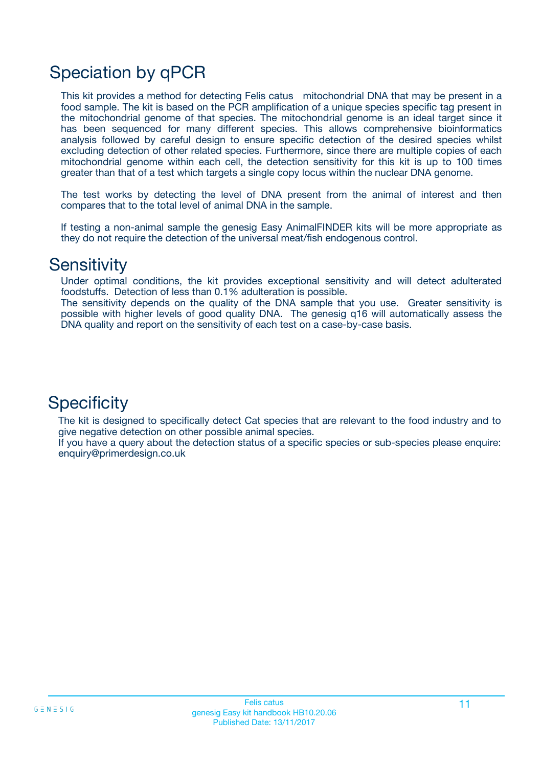# Speciation by qPCR

This kit provides a method for detecting Felis catus mitochondrial DNA that may be present in a food sample. The kit is based on the PCR amplification of a unique species specific tag present in the mitochondrial genome of that species. The mitochondrial genome is an ideal target since it has been sequenced for many different species. This allows comprehensive bioinformatics analysis followed by careful design to ensure specific detection of the desired species whilst excluding detection of other related species. Furthermore, since there are multiple copies of each mitochondrial genome within each cell, the detection sensitivity for this kit is up to 100 times greater than that of a test which targets a single copy locus within the nuclear DNA genome.

The test works by detecting the level of DNA present from the animal of interest and then compares that to the total level of animal DNA in the sample.

If testing a non-animal sample the genesig Easy AnimalFINDER kits will be more appropriate as they do not require the detection of the universal meat/fish endogenous control.

# Sensitivity

Under optimal conditions, the kit provides exceptional sensitivity and will detect adulterated foodstuffs. Detection of less than 0.1% adulteration is possible.
The sensitivity depends on the quality of the DNA sample that you use. Greater sensitivity is possible with higher levels of good quality DNA. The genesig q16 will automatically assess the DNA quality and report on the sensitivity of each test on a case-by-case basis.

# Specificity

The kit is designed to specifically detect Cat species that are relevant to the food industry and to give negative detection on other possible animal species.
If you have a query about the detection status of a specific species or sub-species please enquire: enquiry@primerdesign.co.uk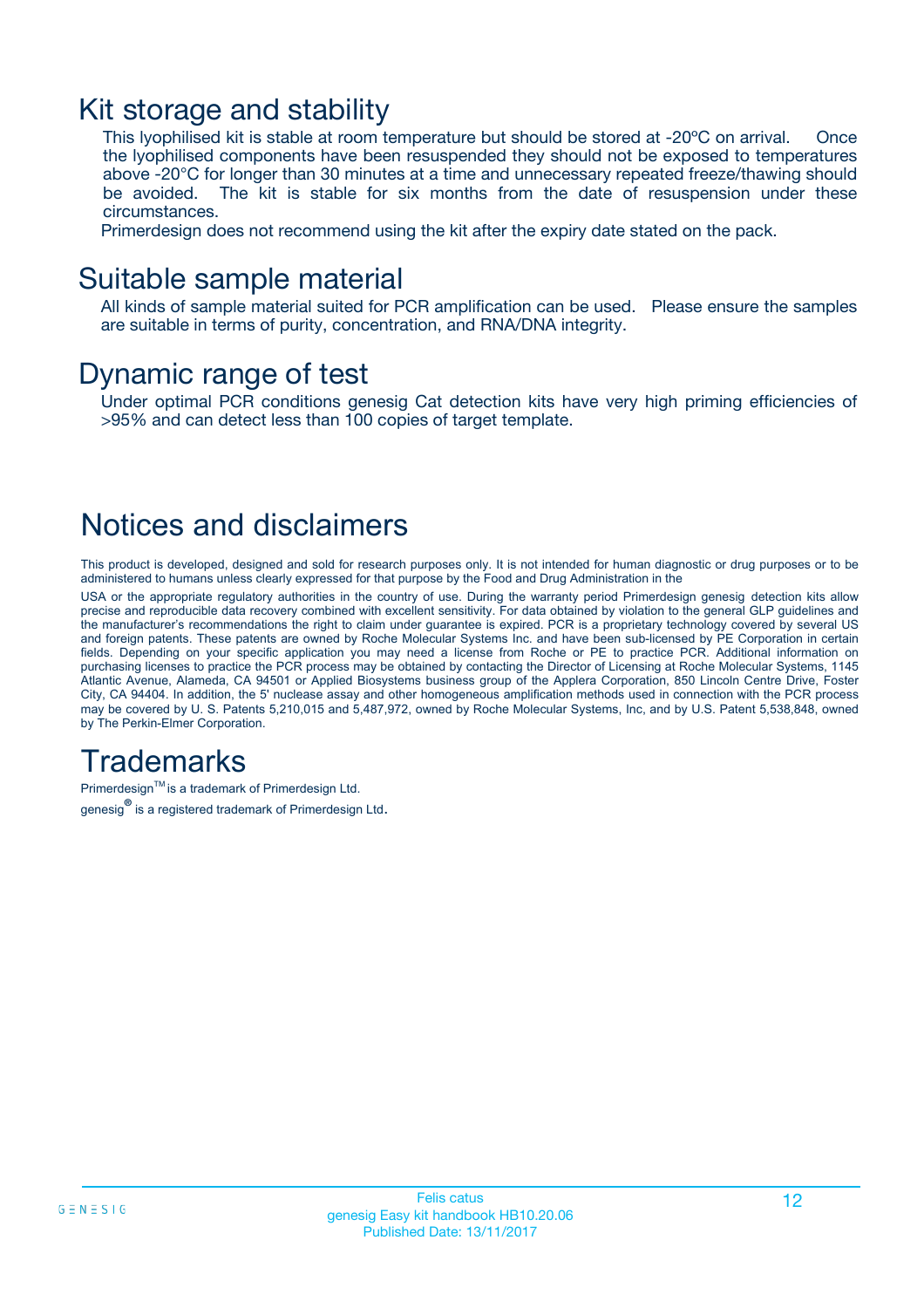## Kit storage and stability

This lyophilised kit is stable at room temperature but should be stored at -20ºC on arrival. Once the lyophilised components have been resuspended they should not be exposed to temperatures above -20°C for longer than 30 minutes at a time and unnecessary repeated freeze/thawing should be avoided. The kit is stable for six months from the date of resuspension under these circumstances.

Primerdesign does not recommend using the kit after the expiry date stated on the pack.

## Suitable sample material

All kinds of sample material suited for PCR amplification can be used. Please ensure the samples are suitable in terms of purity, concentration, and RNA/DNA integrity.

## Dynamic range of test

Under optimal PCR conditions genesig Cat detection kits have very high priming efficiencies of >95% and can detect less than 100 copies of target template.

# Notices and disclaimers

This product is developed, designed and sold for research purposes only. It is not intended for human diagnostic or drug purposes or to be administered to humans unless clearly expressed for that purpose by the Food and Drug Administration in the

USA or the appropriate regulatory authorities in the country of use. During the warranty period Primerdesign genesig detection kits allow precise and reproducible data recovery combined with excellent sensitivity. For data obtained by violation to the general GLP guidelines and the manufacturer's recommendations the right to claim under guarantee is expired. PCR is a proprietary technology covered by several US and foreign patents. These patents are owned by Roche Molecular Systems Inc. and have been sub-licensed by PE Corporation in certain fields. Depending on your specific application you may need a license from Roche or PE to practice PCR. Additional information on purchasing licenses to practice the PCR process may be obtained by contacting the Director of Licensing at Roche Molecular Systems, 1145 Atlantic Avenue, Alameda, CA 94501 or Applied Biosystems business group of the Applera Corporation, 850 Lincoln Centre Drive, Foster City, CA 94404. In addition, the 5' nuclease assay and other homogeneous amplification methods used in connection with the PCR process may be covered by U. S. Patents 5,210,015 and 5,487,972, owned by Roche Molecular Systems, Inc, and by U.S. Patent 5,538,848, owned by The Perkin-Elmer Corporation.

# Trademarks

Primerdesign™ is a trademark of Primerdesign Ltd.

genesig® is a registered trademark of Primerdesign Ltd.